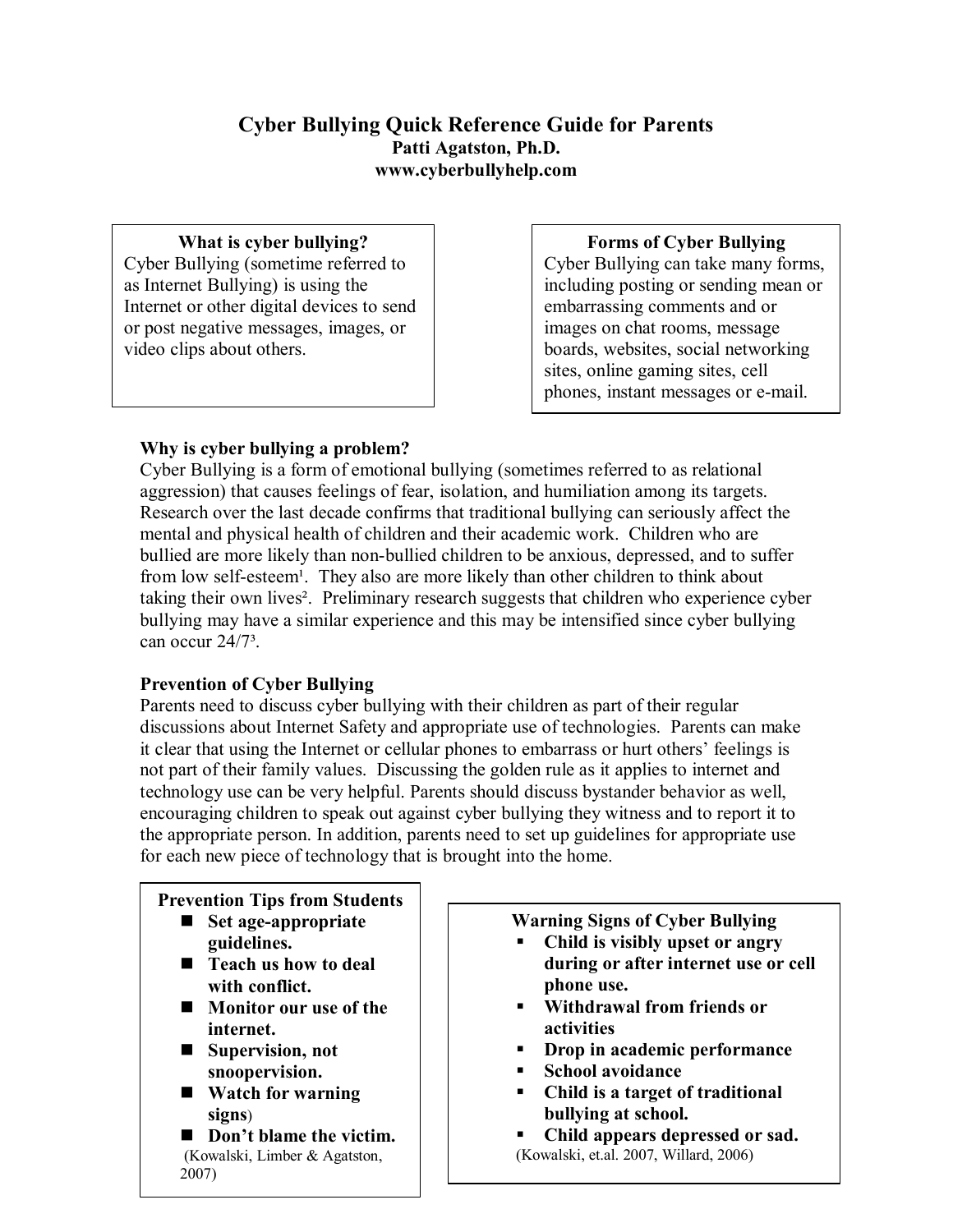# Cyber Bullying Quick Reference Guide for Parents

**Patti Agatston, Ph.D.**
**www.cyberbullyhelp.com**

### What is cyber bullying?

Cyber Bullying (sometime referred to as Internet Bullying) is using the Internet or other digital devices to send or post negative messages, images, or video clips about others.

### Forms of Cyber Bullying

Cyber Bullying can take many forms, including posting or sending mean or embarrassing comments and or images on chat rooms, message boards, websites, social networking sites, online gaming sites, cell phones, instant messages or e-mail.

### Why is cyber bullying a problem?

Cyber Bullying is a form of emotional bullying (sometimes referred to as relational aggression) that causes feelings of fear, isolation, and humiliation among its targets. Research over the last decade confirms that traditional bullying can seriously affect the mental and physical health of children and their academic work. Children who are bullied are more likely than non-bullied children to be anxious, depressed, and to suffer from low self-esteem[1]. They also are more likely than other children to think about taking their own lives[2]. Preliminary research suggests that children who experience cyber bullying may have a similar experience and this may be intensified since cyber bullying can occur 24/7[3].

### Prevention of Cyber Bullying

Parents need to discuss cyber bullying with their children as part of their regular discussions about Internet Safety and appropriate use of technologies. Parents can make it clear that using the Internet or cellular phones to embarrass or hurt others' feelings is not part of their family values. Discussing the golden rule as it applies to internet and technology use can be very helpful. Parents should discuss bystander behavior as well, encouraging children to speak out against cyber bullying they witness and to report it to the appropriate person. In addition, parents need to set up guidelines for appropriate use for each new piece of technology that is brought into the home.

### Prevention Tips from Students

- **Set age-appropriate guidelines.**
- **Teach us how to deal with conflict.**
- **Monitor our use of the internet.**
- **Supervision, not snoopervision.**
- **Watch for warning signs**)
- **Don't blame the victim.**

(Kowalski, Limber & Agatston, 2007)

### Warning Signs of Cyber Bullying

- **Child is visibly upset or angry during or after internet use or cell phone use.**
- **Withdrawal from friends or activities**
- **Drop in academic performance**
- **School avoidance**
- **Child is a target of traditional bullying at school.**
- **Child appears depressed or sad.**

(Kowalski, et.al. 2007, Willard, 2006)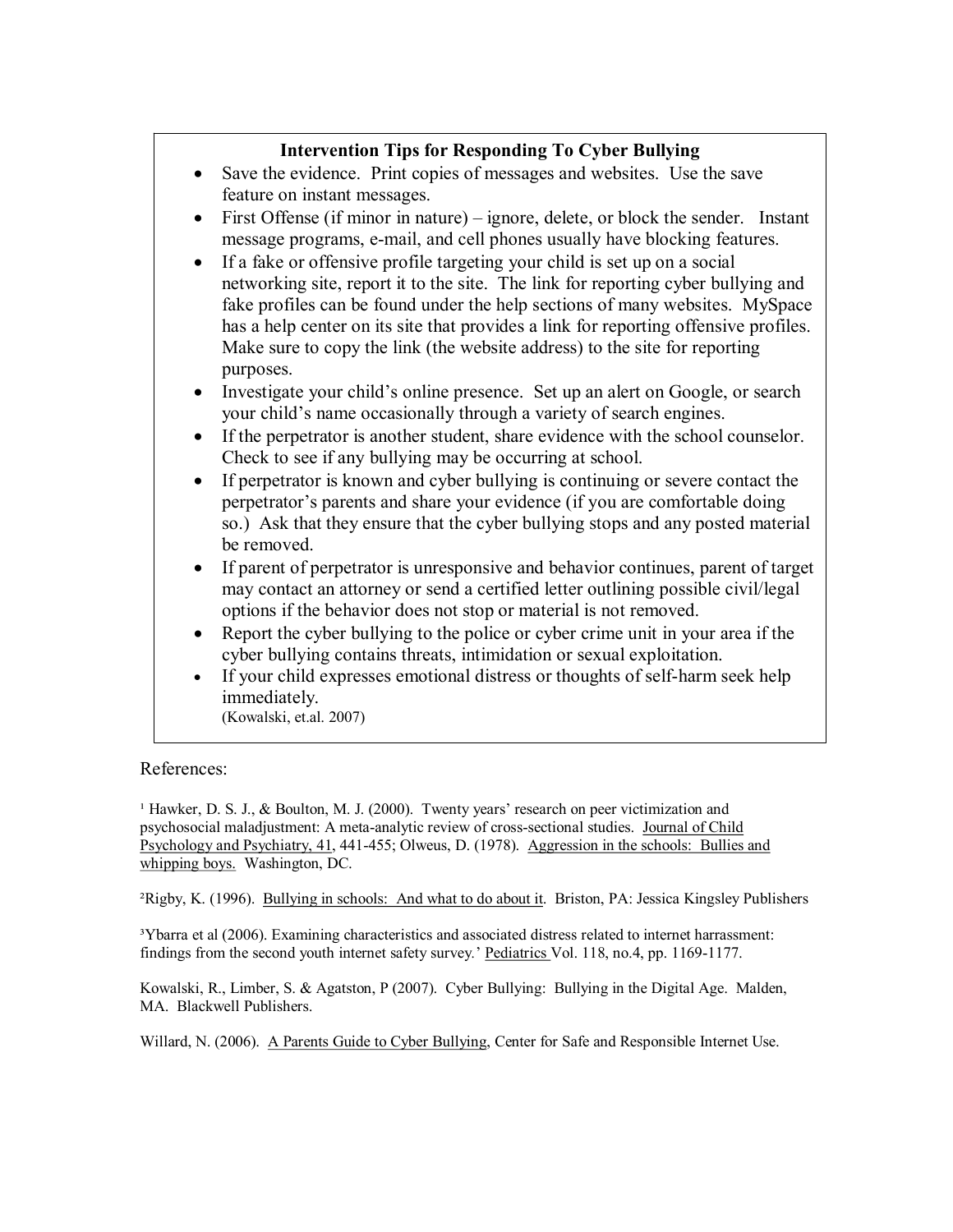**Intervention Tips for Responding To Cyber Bullying**

- Save the evidence. Print copies of messages and websites. Use the save feature on instant messages.
- First Offense (if minor in nature) – ignore, delete, or block the sender. Instant message programs, e-mail, and cell phones usually have blocking features.
- If a fake or offensive profile targeting your child is set up on a social networking site, report it to the site. The link for reporting cyber bullying and fake profiles can be found under the help sections of many websites. MySpace has a help center on its site that provides a link for reporting offensive profiles. Make sure to copy the link (the website address) to the site for reporting purposes.
- Investigate your child's online presence. Set up an alert on Google, or search your child's name occasionally through a variety of search engines.
- If the perpetrator is another student, share evidence with the school counselor. Check to see if any bullying may be occurring at school.
- If perpetrator is known and cyber bullying is continuing or severe contact the perpetrator's parents and share your evidence (if you are comfortable doing so.) Ask that they ensure that the cyber bullying stops and any posted material be removed.
- If parent of perpetrator is unresponsive and behavior continues, parent of target may contact an attorney or send a certified letter outlining possible civil/legal options if the behavior does not stop or material is not removed.
- Report the cyber bullying to the police or cyber crime unit in your area if the cyber bullying contains threats, intimidation or sexual exploitation.
- If your child expresses emotional distress or thoughts of self-harm seek help immediately.

(Kowalski, et.al. 2007)

References:

[1] Hawker, D. S. J., & Boulton, M. J. (2000). Twenty years' research on peer victimization and psychosocial maladjustment: A meta-analytic review of cross-sectional studies. Journal of Child Psychology and Psychiatry, 41, 441-455; Olweus, D. (1978). Aggression in the schools: Bullies and whipping boys. Washington, DC.

[2] Rigby, K. (1996). Bullying in schools: And what to do about it. Briston, PA: Jessica Kingsley Publishers

[3] Ybarra et al (2006). Examining characteristics and associated distress related to internet harrassment: findings from the second youth internet safety survey.' Pediatrics Vol. 118, no.4, pp. 1169-1177.

Kowalski, R., Limber, S. & Agatston, P (2007). Cyber Bullying: Bullying in the Digital Age. Malden, MA. Blackwell Publishers.

Willard, N. (2006). A Parents Guide to Cyber Bullying, Center for Safe and Responsible Internet Use.